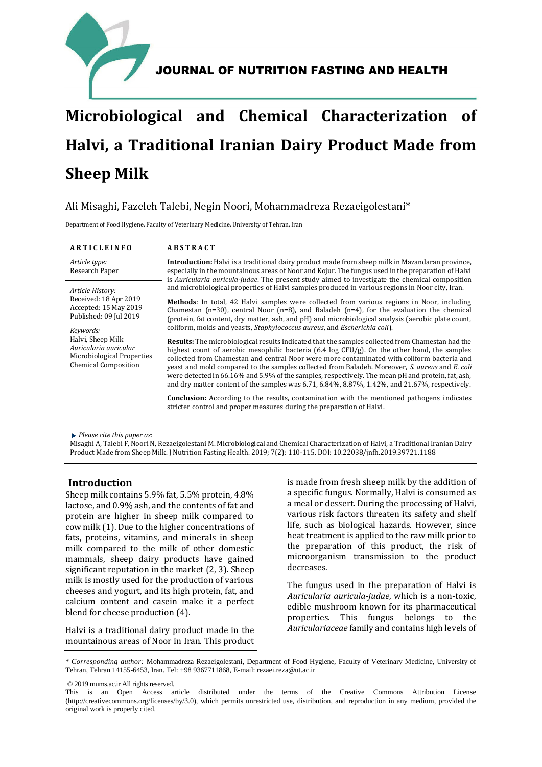JOURNAL OF NUTRITION FASTING AND HEALTH

# Microbiological and Chemical Characterization of Halvi, a Traditional Iranian Dairy Product Made from Sheep Milk

Ali Misaghi, Fazeleh Talebi, Negin Noori, Mohammadreza Rezaeigolestani*

Department of Food Hygiene, Faculty of Veterinary Medicine, University of Tehran, Iran

**ARTICLE INFO**

*Article type:*
Research Paper

*Article History:*
Received: 18 Apr 2019
Accepted: 15 May 2019
Published: 09 Jul 2019

*Keywords:*
Halvi, Sheep Milk
*Auricularia auricular*
Microbiological Properties
Chemical Composition

**ABSTRACT**

**Introduction:** Halvi is a traditional dairy product made from sheep milk in Mazandaran province, especially in the mountainous areas of Noor and Kojur. The fungus used in the preparation of Halvi is *Auricularia auricula-judae*. The present study aimed to investigate the chemical composition and microbiological properties of Halvi samples produced in various regions in Noor city, Iran.

**Methods**: In total, 42 Halvi samples were collected from various regions in Noor, including Chamestan (n=30), central Noor (n=8), and Baladeh (n=4), for the evaluation the chemical (protein, fat content, dry matter, ash, and pH) and microbiological analysis (aerobic plate count, coliform, molds and yeasts, *Staphylococcus aureus*, and *Escherichia coli*).

**Results:** The microbiological results indicated that the samples collected from Chamestan had the highest count of aerobic mesophilic bacteria (6.4 log CFU/g). On the other hand, the samples collected from Chamestan and central Noor were more contaminated with coliform bacteria and yeast and mold compared to the samples collected from Baladeh. Moreover, *S. aureus* and *E. coli* were detected in 66.16% and 5.9% of the samples, respectively. The mean pH and protein, fat, ash, and dry matter content of the samples was 6.71, 6.84%, 8.87%, 1.42%, and 21.67%, respectively.

**Conclusion:** According to the results, contamination with the mentioned pathogens indicates stricter control and proper measures during the preparation of Halvi.

*Please cite this paper as*:
Misaghi A, Talebi F, Noori N, Rezaeigolestani M. Microbiological and Chemical Characterization of Halvi, a Traditional Iranian Dairy Product Made from Sheep Milk. J Nutrition Fasting Health. 2019; 7(2): 110-115. DOI: 10.22038/jnfh.2019.39721.1188

## Introduction

Sheep milk contains 5.9% fat, 5.5% protein, 4.8% lactose, and 0.9% ash, and the contents of fat and protein are higher in sheep milk compared to cow milk (1). Due to the higher concentrations of fats, proteins, vitamins, and minerals in sheep milk compared to the milk of other domestic mammals, sheep dairy products have gained significant reputation in the market (2, 3). Sheep milk is mostly used for the production of various cheeses and yogurt, and its high protein, fat, and calcium content and casein make it a perfect blend for cheese production (4).

Halvi is a traditional dairy product made in the mountainous areas of Noor in Iran. This product is made from fresh sheep milk by the addition of a specific fungus. Normally, Halvi is consumed as a meal or dessert. During the processing of Halvi, various risk factors threaten its safety and shelf life, such as biological hazards. However, since heat treatment is applied to the raw milk prior to the preparation of this product, the risk of microorganism transmission to the product decreases.

The fungus used in the preparation of Halvi is *Auricularia auricula-judae*, which is a non-toxic, edible mushroom known for its pharmaceutical properties. This fungus belongs to the *Auriculariaceae* family and contains high levels of

\* *Corresponding author:* Mohammadreza Rezaeigolestani, Department of Food Hygiene, Faculty of Veterinary Medicine, University of Tehran, Tehran 14155-6453, Iran. Tel: +98 9367711868, E-mail: rezaei.reza@ut.ac.ir

© 2019 mums.ac.ir All rights reserved.
This is an Open Access article distributed under the terms of the Creative Commons Attribution License (http://creativecommons.org/licenses/by/3.0), which permits unrestricted use, distribution, and reproduction in any medium, provided the original work is properly cited.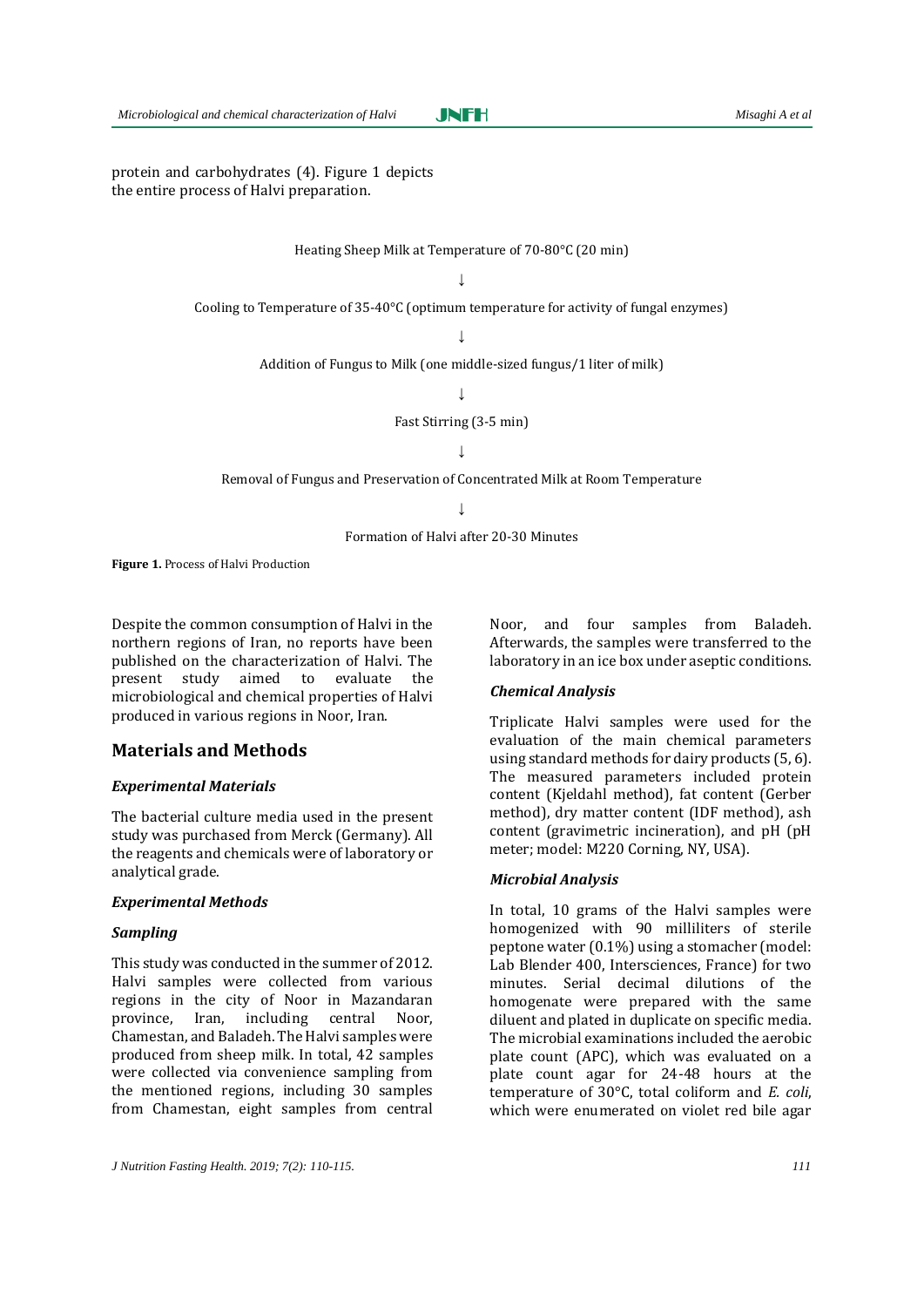protein and carbohydrates (4). Figure 1 depicts the entire process of Halvi preparation.

Heating Sheep Milk at Temperature of 70-80°C (20 min)

↓

Cooling to Temperature of 35-40°C (optimum temperature for activity of fungal enzymes)

↓

Addition of Fungus to Milk (one middle-sized fungus/1 liter of milk)

↓

Fast Stirring (3-5 min)

↓

Removal of Fungus and Preservation of Concentrated Milk at Room Temperature

↓

Formation of Halvi after 20-30 Minutes

**Figure 1.** Process of Halvi Production

Despite the common consumption of Halvi in the northern regions of Iran, no reports have been published on the characterization of Halvi. The present study aimed to evaluate the microbiological and chemical properties of Halvi produced in various regions in Noor, Iran.

## Materials and Methods

### *Experimental Materials*

The bacterial culture media used in the present study was purchased from Merck (Germany). All the reagents and chemicals were of laboratory or analytical grade.

### *Experimental Methods*

#### *Sampling*

This study was conducted in the summer of 2012. Halvi samples were collected from various regions in the city of Noor in Mazandaran province, Iran, including central Noor, Chamestan, and Baladeh. The Halvi samples were produced from sheep milk. In total, 42 samples were collected via convenience sampling from the mentioned regions, including 30 samples from Chamestan, eight samples from central Noor, and four samples from Baladeh. Afterwards, the samples were transferred to the laboratory in an ice box under aseptic conditions.

#### *Chemical Analysis*

Triplicate Halvi samples were used for the evaluation of the main chemical parameters using standard methods for dairy products (5, 6). The measured parameters included protein content (Kjeldahl method), fat content (Gerber method), dry matter content (IDF method), ash content (gravimetric incineration), and pH (pH meter; model: M220 Corning, NY, USA).

#### *Microbial Analysis*

In total, 10 grams of the Halvi samples were homogenized with 90 milliliters of sterile peptone water (0.1%) using a stomacher (model: Lab Blender 400, Intersciences, France) for two minutes. Serial decimal dilutions of the homogenate were prepared with the same diluent and plated in duplicate on specific media. The microbial examinations included the aerobic plate count (APC), which was evaluated on a plate count agar for 24-48 hours at the temperature of 30°C, total coliform and *E. coli*, which were enumerated on violet red bile agar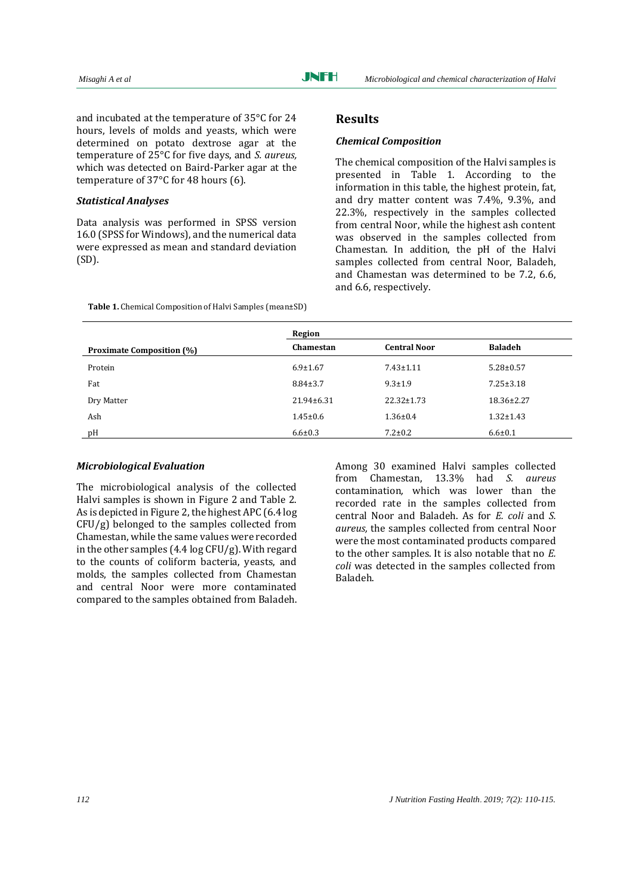and incubated at the temperature of 35°C for 24 hours, levels of molds and yeasts, which were determined on potato dextrose agar at the temperature of 25°C for five days, and *S. aureus,* which was detected on Baird-Parker agar at the temperature of 37°C for 48 hours (6).

### *Statistical Analyses*

Data analysis was performed in SPSS version 16.0 (SPSS for Windows), and the numerical data were expressed as mean and standard deviation (SD).

## Results

### *Chemical Composition*

The chemical composition of the Halvi samples is presented in Table 1. According to the information in this table, the highest protein, fat, and dry matter content was 7.4%, 9.3%, and 22.3%, respectively in the samples collected from central Noor, while the highest ash content was observed in the samples collected from Chamestan. In addition, the pH of the Halvi samples collected from central Noor, Baladeh, and Chamestan was determined to be 7.2, 6.6, and 6.6, respectively.

**Table 1.** Chemical Composition of Halvi Samples (mean±SD)

| | **Region** | | |
|---|---|---|---|
| **Proximate Composition (%)** | **Chamestan** | **Central Noor** | **Baladeh** |
| Protein | 6.9±1.67 | 7.43±1.11 | 5.28±0.57 |
| Fat | 8.84±3.7 | 9.3±1.9 | 7.25±3.18 |
| Dry Matter | 21.94±6.31 | 22.32±1.73 | 18.36±2.27 |
| Ash | 1.45±0.6 | 1.36±0.4 | 1.32±1.43 |
| pH | 6.6±0.3 | 7.2±0.2 | 6.6±0.1 |

### *Microbiological Evaluation*

The microbiological analysis of the collected Halvi samples is shown in Figure 2 and Table 2. As is depicted in Figure 2, the highest APC (6.4 log CFU/g) belonged to the samples collected from Chamestan, while the same values were recorded in the other samples (4.4 log CFU/g). With regard to the counts of coliform bacteria, yeasts, and molds, the samples collected from Chamestan and central Noor were more contaminated compared to the samples obtained from Baladeh.

Among 30 examined Halvi samples collected from Chamestan, 13.3% had *S. aureus* contamination, which was lower than the recorded rate in the samples collected from central Noor and Baladeh. As for *E. coli* and *S. aureus,* the samples collected from central Noor were the most contaminated products compared to the other samples. It is also notable that no *E. coli* was detected in the samples collected from Baladeh.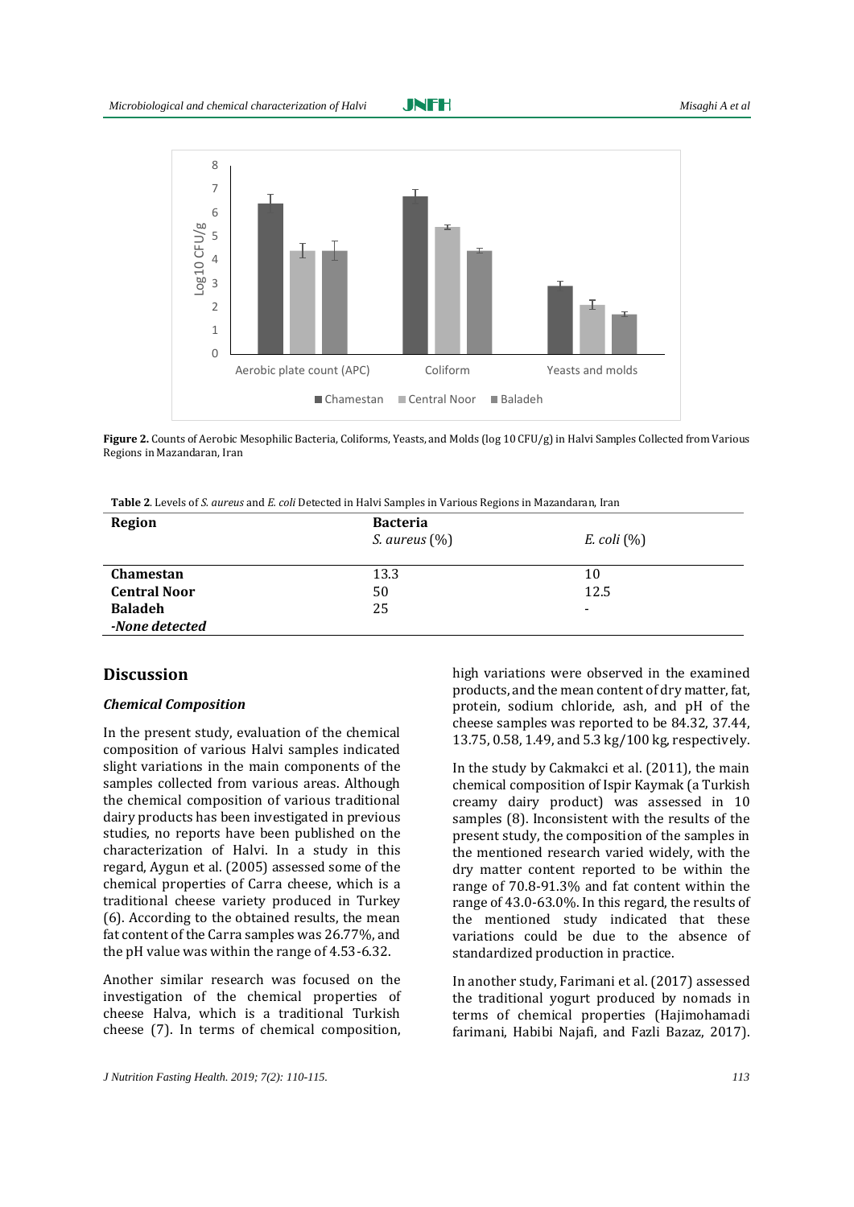Figure 2. Counts of Aerobic Mesophilic Bacteria, Coliforms, Yeasts, and Molds (log 10 CFU/g) in Halvi Samples Collected from Various Regions in Mazandaran, Iran

**Table 2**. Levels of *S. aureus* and *E. coli* Detected in Halvi Samples in Various Regions in Mazandaran, Iran

| Region | Bacteria | |
|---|---|---|
| | *S. aureus* (%) | *E. coli* (%) |
| **Chamestan** | 13.3 | 10 |
| **Central Noor** | 50 | 12.5 |
| **Baladeh** | 25 | - |
| ***-None detected*** | | |

## Discussion

### *Chemical Composition*

In the present study, evaluation of the chemical composition of various Halvi samples indicated slight variations in the main components of the samples collected from various areas. Although the chemical composition of various traditional dairy products has been investigated in previous studies, no reports have been published on the characterization of Halvi. In a study in this regard, Aygun et al. (2005) assessed some of the chemical properties of Carra cheese, which is a traditional cheese variety produced in Turkey (6). According to the obtained results, the mean fat content of the Carra samples was 26.77%, and the pH value was within the range of 4.53-6.32.

Another similar research was focused on the investigation of the chemical properties of cheese Halva, which is a traditional Turkish cheese (7). In terms of chemical composition, high variations were observed in the examined products, and the mean content of dry matter, fat, protein, sodium chloride, ash, and pH of the cheese samples was reported to be 84.32, 37.44, 13.75, 0.58, 1.49, and 5.3 kg/100 kg, respectively.

In the study by Cakmakci et al. (2011), the main chemical composition of Ispir Kaymak (a Turkish creamy dairy product) was assessed in 10 samples (8). Inconsistent with the results of the present study, the composition of the samples in the mentioned research varied widely, with the dry matter content reported to be within the range of 70.8-91.3% and fat content within the range of 43.0-63.0%. In this regard, the results of the mentioned study indicated that these variations could be due to the absence of standardized production in practice.

In another study, Farimani et al. (2017) assessed the traditional yogurt produced by nomads in terms of chemical properties (Hajimohamadi farimani, Habibi Najafi, and Fazli Bazaz, 2017).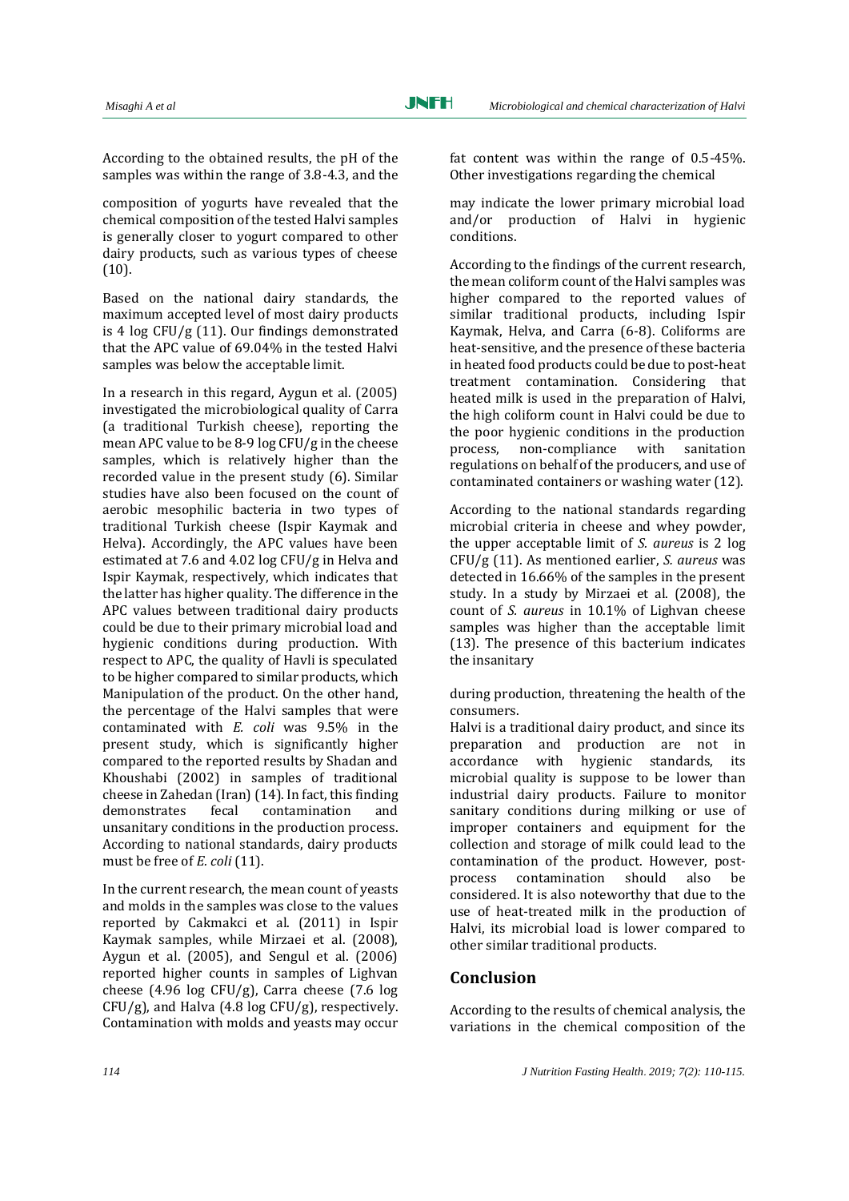According to the obtained results, the pH of the samples was within the range of 3.8-4.3, and the fat content was within the range of 0.5-45%. Other investigations regarding the chemical composition of yogurts have revealed that the chemical composition of the tested Halvi samples is generally closer to yogurt compared to other dairy products, such as various types of cheese (10).

Based on the national dairy standards, the maximum accepted level of most dairy products is 4 log CFU/g (11). Our findings demonstrated that the APC value of 69.04% in the tested Halvi samples was below the acceptable limit.

In a research in this regard, Aygun et al. (2005) investigated the microbiological quality of Carra (a traditional Turkish cheese), reporting the mean APC value to be 8-9 log CFU/g in the cheese samples, which is relatively higher than the recorded value in the present study (6). Similar studies have also been focused on the count of aerobic mesophilic bacteria in two types of traditional Turkish cheese (Ispir Kaymak and Helva). Accordingly, the APC values have been estimated at 7.6 and 4.02 log CFU/g in Helva and Ispir Kaymak, respectively, which indicates that the latter has higher quality. The difference in the APC values between traditional dairy products could be due to their primary microbial load and hygienic conditions during production. With respect to APC, the quality of Havli is speculated to be higher compared to similar products, which may indicate the lower primary microbial load and/or production of Halvi in hygienic conditions.

According to the findings of the current research, the mean coliform count of the Halvi samples was higher compared to the reported values of similar traditional products, including Ispir Kaymak, Helva, and Carra (6-8). Coliforms are heat-sensitive, and the presence of these bacteria in heated food products could be due to post-heat treatment contamination. Considering that heated milk is used in the preparation of Halvi, the high coliform count in Halvi could be due to the poor hygienic conditions in the production process, non-compliance with sanitation regulations on behalf of the producers, and use of contaminated containers or washing water (12).

According to the national standards regarding microbial criteria in cheese and whey powder, the upper acceptable limit of *S. aureus* is 2 log CFU/g (11). As mentioned earlier, *S. aureus* was detected in 16.66% of the samples in the present study. In a study by Mirzaei et al. (2008), the count of *S. aureus* in 10.1% of Lighvan cheese samples was higher than the acceptable limit (13). The presence of this bacterium indicates the insanitary Manipulation of the product. On the other hand, the percentage of the Halvi samples that were contaminated with *E. coli* was 9.5% in the present study, which is significantly higher compared to the reported results by Shadan and Khoushabi (2002) in samples of traditional cheese in Zahedan (Iran) (14). In fact, this finding demonstrates fecal contamination and unsanitary conditions in the production process. According to national standards, dairy products must be free of *E. coli* (11).

In the current research, the mean count of yeasts and molds in the samples was close to the values reported by Cakmakci et al. (2011) in Ispir Kaymak samples, while Mirzaei et al. (2008), Aygun et al. (2005), and Sengul et al. (2006) reported higher counts in samples of Lighvan cheese (4.96 log CFU/g), Carra cheese (7.6 log CFU/g), and Halva (4.8 log CFU/g), respectively. Contamination with molds and yeasts may occur during production, threatening the health of the consumers.

Halvi is a traditional dairy product, and since its preparation and production are not in accordance with hygienic standards, its microbial quality is suppose to be lower than industrial dairy products. Failure to monitor sanitary conditions during milking or use of improper containers and equipment for the collection and storage of milk could lead to the contamination of the product. However, post-process contamination should also be considered. It is also noteworthy that due to the use of heat-treated milk in the production of Halvi, its microbial load is lower compared to other similar traditional products.

## Conclusion

According to the results of chemical analysis, the variations in the chemical composition of the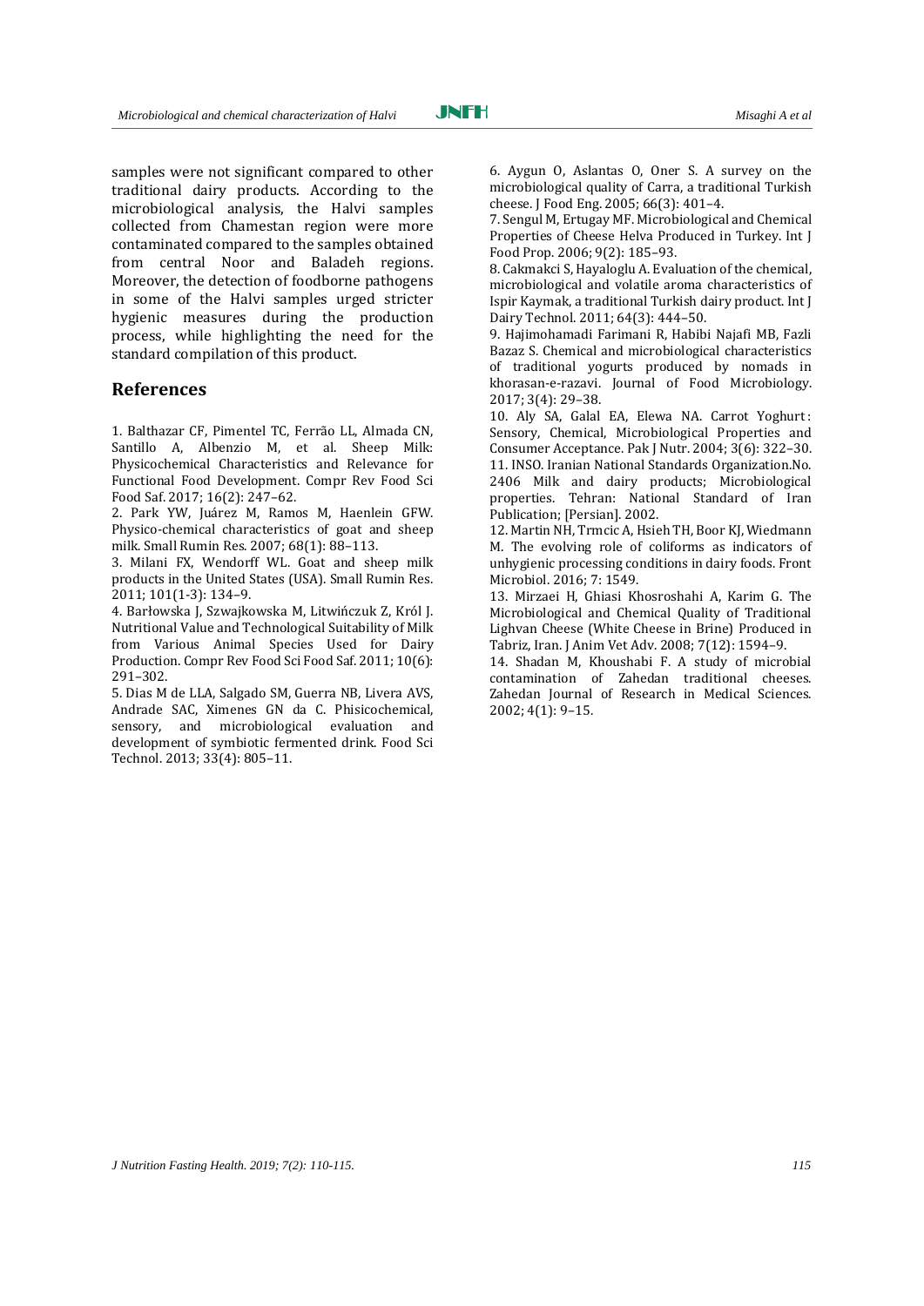samples were not significant compared to other traditional dairy products. According to the microbiological analysis, the Halvi samples collected from Chamestan region were more contaminated compared to the samples obtained from central Noor and Baladeh regions. Moreover, the detection of foodborne pathogens in some of the Halvi samples urged stricter hygienic measures during the production process, while highlighting the need for the standard compilation of this product.

## References

1. Balthazar CF, Pimentel TC, Ferrão LL, Almada CN, Santillo A, Albenzio M, et al. Sheep Milk: Physicochemical Characteristics and Relevance for Functional Food Development. Compr Rev Food Sci Food Saf. 2017; 16(2): 247–62.
2. Park YW, Juárez M, Ramos M, Haenlein GFW. Physico-chemical characteristics of goat and sheep milk. Small Rumin Res. 2007; 68(1): 88–113.
3. Milani FX, Wendorff WL. Goat and sheep milk products in the United States (USA). Small Rumin Res. 2011; 101(1-3): 134–9.
4. Barłowska J, Szwajkowska M, Litwińczuk Z, Król J. Nutritional Value and Technological Suitability of Milk from Various Animal Species Used for Dairy Production. Compr Rev Food Sci Food Saf. 2011; 10(6): 291–302.
5. Dias M de LLA, Salgado SM, Guerra NB, Livera AVS, Andrade SAC, Ximenes GN da C. Phisicochemical, sensory, and microbiological evaluation and development of symbiotic fermented drink. Food Sci Technol. 2013; 33(4): 805–11.
6. Aygun O, Aslantas O, Oner S. A survey on the microbiological quality of Carra, a traditional Turkish cheese. J Food Eng. 2005; 66(3): 401–4.
7. Sengul M, Ertugay MF. Microbiological and Chemical Properties of Cheese Helva Produced in Turkey. Int J Food Prop. 2006; 9(2): 185–93.
8. Cakmakci S, Hayaloglu A. Evaluation of the chemical, microbiological and volatile aroma characteristics of Ispir Kaymak, a traditional Turkish dairy product. Int J Dairy Technol. 2011; 64(3): 444–50.
9. Hajimohamadi Farimani R, Habibi Najafi MB, Fazli Bazaz S. Chemical and microbiological characteristics of traditional yogurts produced by nomads in khorasan-e-razavi. Journal of Food Microbiology. 2017; 3(4): 29–38.
10. Aly SA, Galal EA, Elewa NA. Carrot Yoghurt: Sensory, Chemical, Microbiological Properties and Consumer Acceptance. Pak J Nutr. 2004; 3(6): 322–30.
11. INSO. Iranian National Standards Organization.No. 2406 Milk and dairy products; Microbiological properties. Tehran: National Standard of Iran Publication; [Persian]. 2002.
12. Martin NH, Trmcic A, Hsieh TH, Boor KJ, Wiedmann M. The evolving role of coliforms as indicators of unhygienic processing conditions in dairy foods. Front Microbiol. 2016; 7: 1549.
13. Mirzaei H, Ghiasi Khosroshahi A, Karim G. The Microbiological and Chemical Quality of Traditional Lighvan Cheese (White Cheese in Brine) Produced in Tabriz, Iran. J Anim Vet Adv. 2008; 7(12): 1594–9.
14. Shadan M, Khoushabi F. A study of microbial contamination of Zahedan traditional cheeses. Zahedan Journal of Research in Medical Sciences. 2002; 4(1): 9–15.